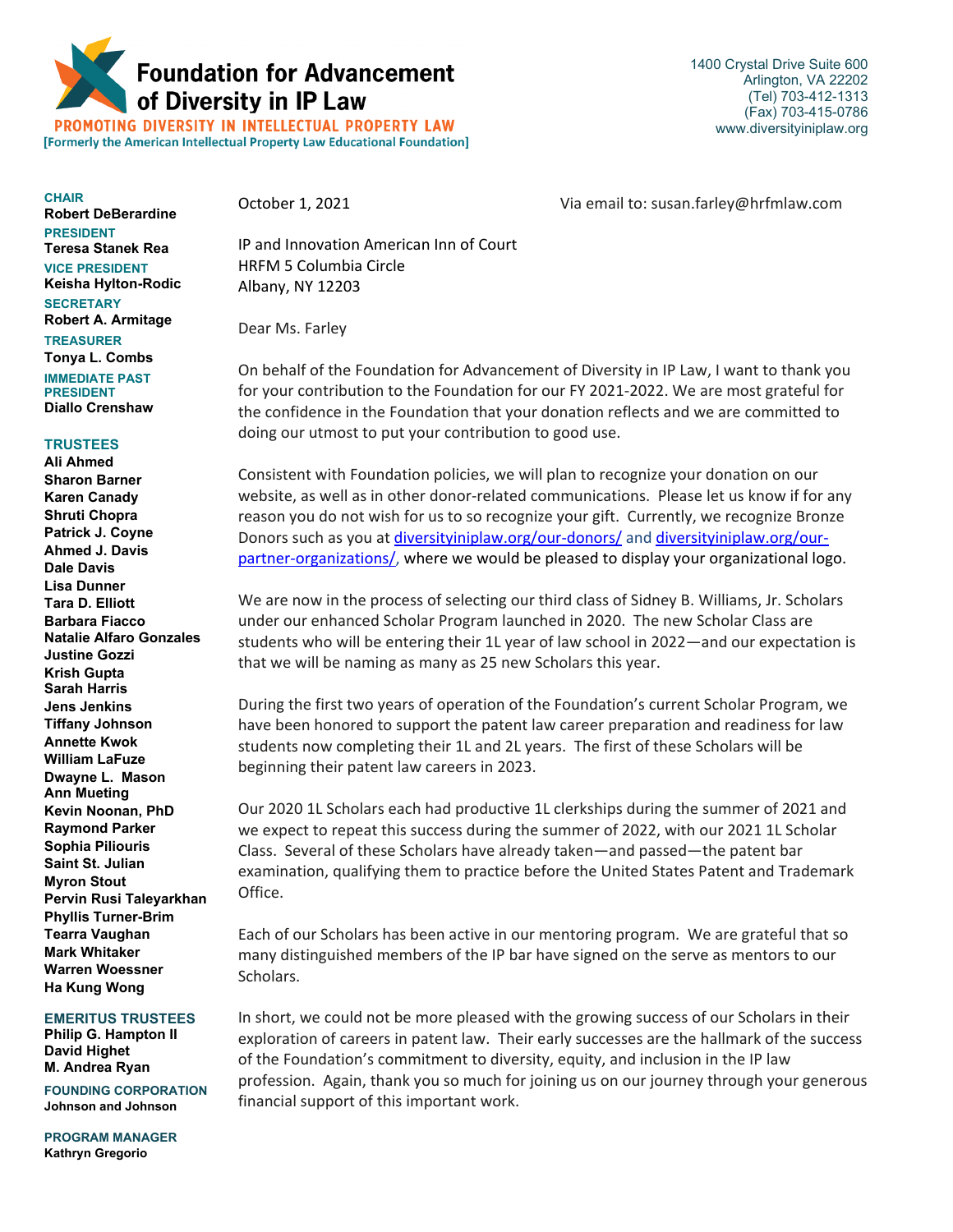# Foundation for Advancement of Diversity in IP Law

**PROMOTING DIVERSITY IN INTELLECTUAL PROPERTY LAW**

**[Formerly the American Intellectual Property Law Educational Foundation]**

1400 Crystal Drive Suite 600
Arlington, VA 22202
(Tel) 703-412-1313
(Fax) 703-415-0786
www.diversityiniplaw.org

**CHAIR**
Robert DeBerardine

**PRESIDENT**
Teresa Stanek Rea

**VICE PRESIDENT**
Keisha Hylton-Rodic

**SECRETARY**
Robert A. Armitage

**TREASURER**
Tonya L. Combs

**IMMEDIATE PAST PRESIDENT**
Diallo Crenshaw

**TRUSTEES**
Ali Ahmed
Sharon Barner
Karen Canady
Shruti Chopra
Patrick J. Coyne
Ahmed J. Davis
Dale Davis
Lisa Dunner
Tara D. Elliott
Barbara Fiacco
Natalie Alfaro Gonzales
Justine Gozzi
Krish Gupta
Sarah Harris
Jens Jenkins
Tiffany Johnson
Annette Kwok
William LaFuze
Dwayne L. Mason
Ann Mueting
Kevin Noonan, PhD
Raymond Parker
Sophia Piliouris
Saint St. Julian
Myron Stout
Pervin Rusi Taleyarkhan
Phyllis Turner-Brim
Tearra Vaughan
Mark Whitaker
Warren Woessner
Ha Kung Wong

**EMERITUS TRUSTEES**
Philip G. Hampton II
David Highet
M. Andrea Ryan

**FOUNDING CORPORATION**
Johnson and Johnson

**PROGRAM MANAGER**
Kathryn Gregorio

October 1, 2021 Via email to: susan.farley@hrfmlaw.com

IP and Innovation American Inn of Court
HRFM 5 Columbia Circle
Albany, NY 12203

Dear Ms. Farley

On behalf of the Foundation for Advancement of Diversity in IP Law, I want to thank you for your contribution to the Foundation for our FY 2021-2022. We are most grateful for the confidence in the Foundation that your donation reflects and we are committed to doing our utmost to put your contribution to good use.

Consistent with Foundation policies, we will plan to recognize your donation on our website, as well as in other donor-related communications. Please let us know if for any reason you do not wish for us to so recognize your gift. Currently, we recognize Bronze Donors such as you at diversityiniplaw.org/our-donors/ and diversityiniplaw.org/our-partner-organizations/, where we would be pleased to display your organizational logo.

We are now in the process of selecting our third class of Sidney B. Williams, Jr. Scholars under our enhanced Scholar Program launched in 2020. The new Scholar Class are students who will be entering their 1L year of law school in 2022—and our expectation is that we will be naming as many as 25 new Scholars this year.

During the first two years of operation of the Foundation's current Scholar Program, we have been honored to support the patent law career preparation and readiness for law students now completing their 1L and 2L years. The first of these Scholars will be beginning their patent law careers in 2023.

Our 2020 1L Scholars each had productive 1L clerkships during the summer of 2021 and we expect to repeat this success during the summer of 2022, with our 2021 1L Scholar Class. Several of these Scholars have already taken—and passed—the patent bar examination, qualifying them to practice before the United States Patent and Trademark Office.

Each of our Scholars has been active in our mentoring program. We are grateful that so many distinguished members of the IP bar have signed on the serve as mentors to our Scholars.

In short, we could not be more pleased with the growing success of our Scholars in their exploration of careers in patent law. Their early successes are the hallmark of the success of the Foundation's commitment to diversity, equity, and inclusion in the IP law profession. Again, thank you so much for joining us on our journey through your generous financial support of this important work.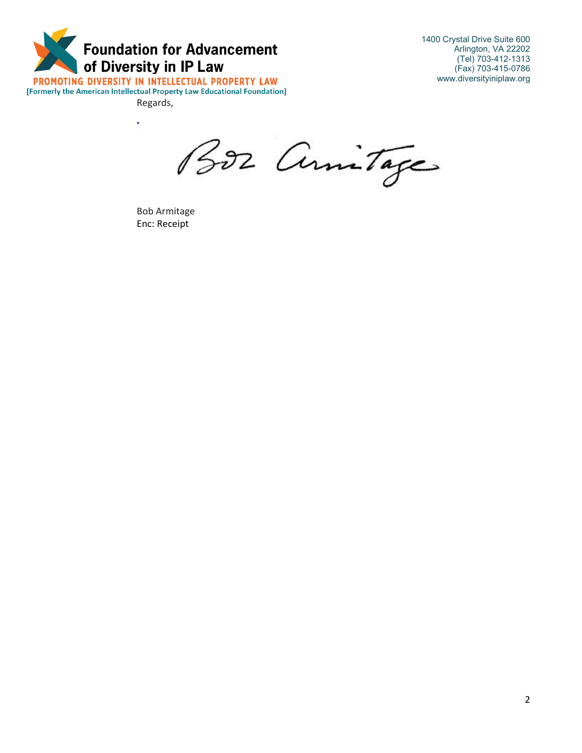**Foundation for Advancement of Diversity in IP Law**

PROMOTING DIVERSITY IN INTELLECTUAL PROPERTY LAW

[Formerly the American Intellectual Property Law Educational Foundation]

1400 Crystal Drive Suite 600
Arlington, VA 22202
(Tel) 703-412-1313
(Fax) 703-415-0786
www.diversityiniplaw.org

Regards,

Bob Armitage

Bob Armitage
Enc: Receipt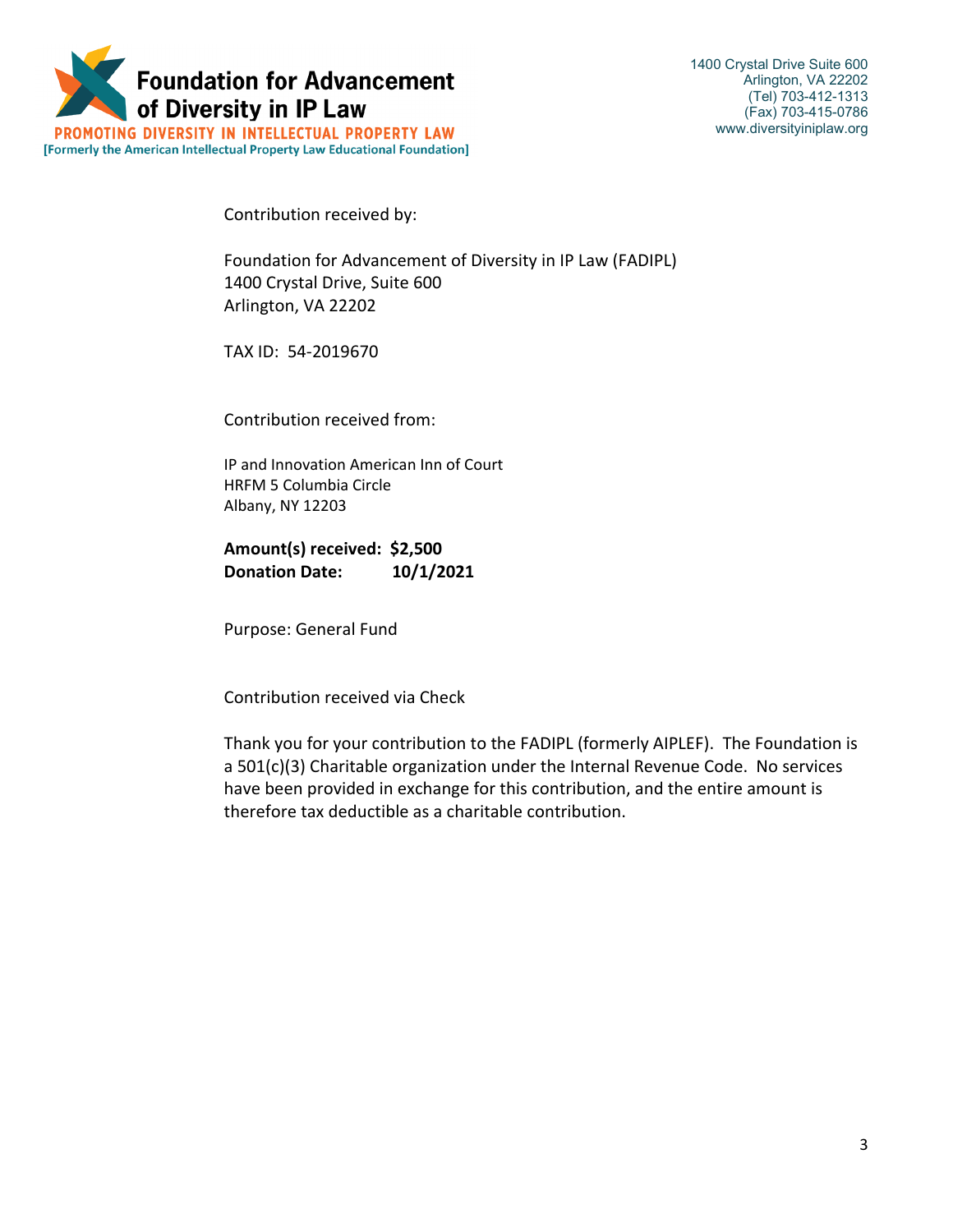# Foundation for Advancement of Diversity in IP Law

**PROMOTING DIVERSITY IN INTELLECTUAL PROPERTY LAW**

**[Formerly the American Intellectual Property Law Educational Foundation]**

1400 Crystal Drive Suite 600
Arlington, VA 22202
(Tel) 703-412-1313
(Fax) 703-415-0786
www.diversityiniplaw.org

Contribution received by:

Foundation for Advancement of Diversity in IP Law (FADIPL)
1400 Crystal Drive, Suite 600
Arlington, VA 22202

TAX ID: 54-2019670

Contribution received from:

IP and Innovation American Inn of Court
HRFM 5 Columbia Circle
Albany, NY 12203

**Amount(s) received: $2,500**
**Donation Date: 10/1/2021**

Purpose: General Fund

Contribution received via Check

Thank you for your contribution to the FADIPL (formerly AIPLEF). The Foundation is a 501(c)(3) Charitable organization under the Internal Revenue Code. No services have been provided in exchange for this contribution, and the entire amount is therefore tax deductible as a charitable contribution.